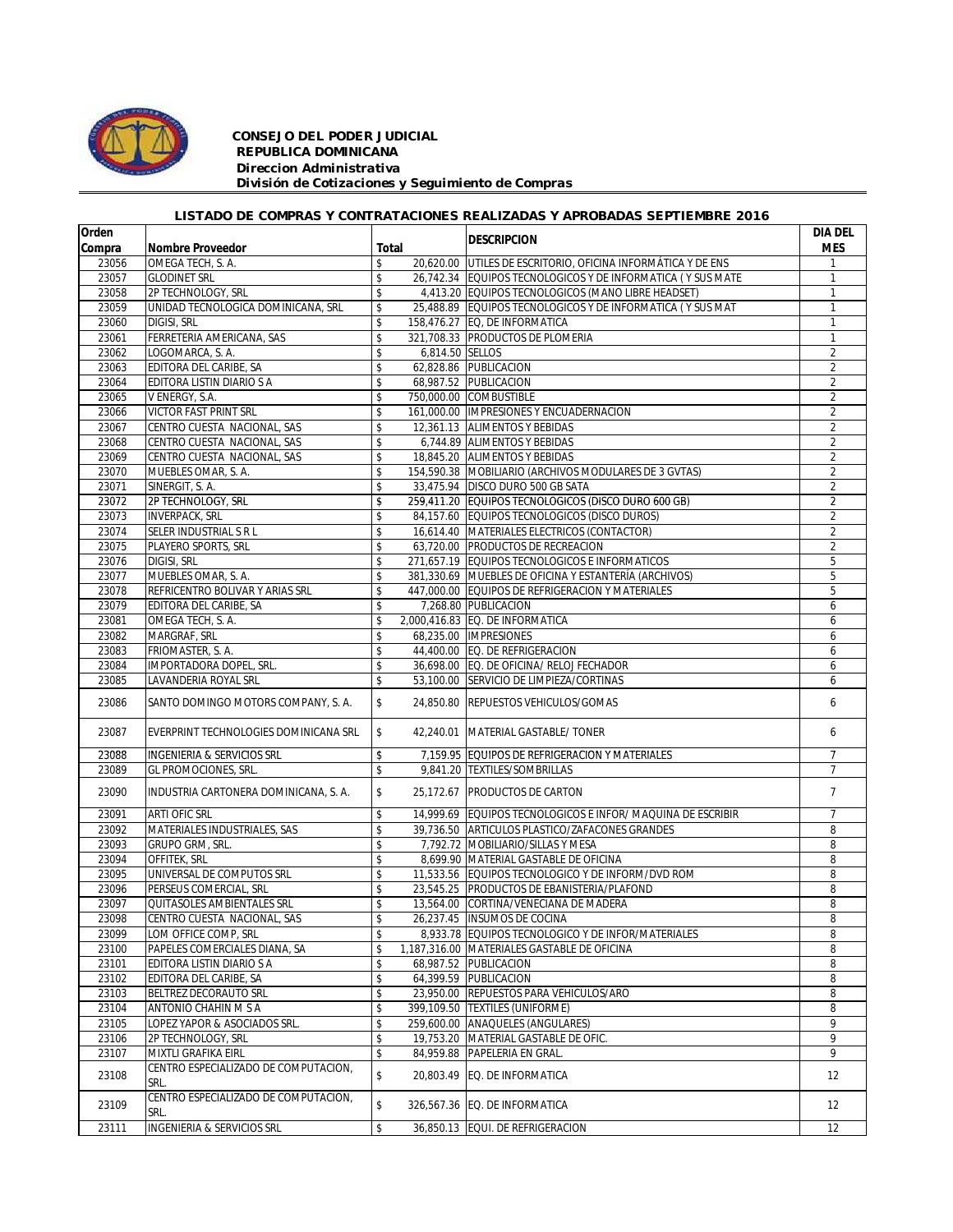**CONSEJO DEL PODER JUDICIAL**
**REPUBLICA DOMINICANA**
***Direccion Administrativa***
***División de Cotizaciones y Seguimiento de Compras***

## LISTADO DE COMPRAS Y CONTRATACIONES REALIZADAS Y APROBADAS SEPTIEMBRE 2016

| Orden Compra | Nombre Proveedor | Total | | DESCRIPCION | DIA DEL MES |
|---|---|---|---|---|---|
| 23056 | OMEGA TECH, S. A. | $ | 20,620.00 | UTILES DE ESCRITORIO, OFICINA INFORMÁTICA Y DE ENS | 1 |
| 23057 | GLODINET SRL | $ | 26,742.34 | EQUIPOS TECNOLOGICOS Y DE INFORMATICA ( Y SUS MATE | 1 |
| 23058 | 2P TECHNOLOGY, SRL | $ | 4,413.20 | EQUIPOS TECNOLOGICOS (MANO LIBRE HEADSET) | 1 |
| 23059 | UNIDAD TECNOLOGICA DOMINICANA, SRL | $ | 25,488.89 | EQUIPOS TECNOLOGICOS Y DE INFORMATICA ( Y SUS MAT | 1 |
| 23060 | DIGISI, SRL | $ | 158,476.27 | EQ. DE INFORMATICA | 1 |
| 23061 | FERRETERIA AMERICANA, SAS | $ | 321,708.33 | PRODUCTOS DE PLOMERIA | 1 |
| 23062 | LOGOMARCA, S. A. | $ | 6,814.50 | SELLOS | 2 |
| 23063 | EDITORA DEL CARIBE, SA | $ | 62,828.86 | PUBLICACION | 2 |
| 23064 | EDITORA LISTIN DIARIO S A | $ | 68,987.52 | PUBLICACION | 2 |
| 23065 | V ENERGY, S.A. | $ | 750,000.00 | COMBUSTIBLE | 2 |
| 23066 | VICTOR FAST PRINT SRL | $ | 161,000.00 | IMPRESIONES Y ENCUADERNACION | 2 |
| 23067 | CENTRO CUESTA NACIONAL, SAS | $ | 12,361.13 | ALIMENTOS Y BEBIDAS | 2 |
| 23068 | CENTRO CUESTA NACIONAL, SAS | $ | 6,744.89 | ALIMENTOS Y BEBIDAS | 2 |
| 23069 | CENTRO CUESTA NACIONAL, SAS | $ | 18,845.20 | ALIMENTOS Y BEBIDAS | 2 |
| 23070 | MUEBLES OMAR, S. A. | $ | 154,590.38 | MOBILIARIO (ARCHIVOS MODULARES DE 3 GVTAS) | 2 |
| 23071 | SINERGIT, S. A. | $ | 33,475.94 | DISCO DURO 500 GB SATA | 2 |
| 23072 | 2P TECHNOLOGY, SRL | $ | 259,411.20 | EQUIPOS TECNOLOGICOS (DISCO DURO 600 GB) | 2 |
| 23073 | INVERPACK, SRL | $ | 84,157.60 | EQUIPOS TECNOLOGICOS (DISCO DUROS) | 2 |
| 23074 | SELER INDUSTRIAL S R L | $ | 16,614.40 | MATERIALES ELECTRICOS (CONTACTOR) | 2 |
| 23075 | PLAYERO SPORTS, SRL | $ | 63,720.00 | PRODUCTOS DE RECREACION | 2 |
| 23076 | DIGISI, SRL | $ | 271,657.19 | EQUIPOS TECNOLOGICOS E INFORMATICOS | 5 |
| 23077 | MUEBLES OMAR, S. A. | $ | 381,330.69 | MUEBLES DE OFICINA Y ESTANTERÍA (ARCHIVOS) | 5 |
| 23078 | REFRICENTRO BOLIVAR Y ARIAS SRL | $ | 447,000.00 | EQUIPOS DE REFRIGERACION Y MATERIALES | 5 |
| 23079 | EDITORA DEL CARIBE, SA | $ | 7,268.80 | PUBLICACION | 6 |
| 23081 | OMEGA TECH, S. A. | $ | 2,000,416.83 | EQ. DE INFORMATICA | 6 |
| 23082 | MARGRAF, SRL | $ | 68,235.00 | IMPRESIONES | 6 |
| 23083 | FRIOMASTER, S. A. | $ | 44,400.00 | EQ. DE REFRIGERACION | 6 |
| 23084 | IMPORTADORA DOPEL, SRL. | $ | 36,698.00 | EQ. DE OFICINA/ RELOJ FECHADOR | 6 |
| 23085 | LAVANDERIA ROYAL SRL | $ | 53,100.00 | SERVICIO DE LIMPIEZA/CORTINAS | 6 |
| 23086 | SANTO DOMINGO MOTORS COMPANY, S. A. | $ | 24,850.80 | REPUESTOS VEHICULOS/GOMAS | 6 |
| 23087 | EVERPRINT TECHNOLOGIES DOMINICANA SRL | $ | 42,240.01 | MATERIAL GASTABLE/ TONER | 6 |
| 23088 | INGENIERIA & SERVICIOS SRL | $ | 7,159.95 | EQUIPOS DE REFRIGERACION Y MATERIALES | 7 |
| 23089 | GL PROMOCIONES, SRL. | $ | 9,841.20 | TEXTILES/SOMBRILLAS | 7 |
| 23090 | INDUSTRIA CARTONERA DOMINICANA, S. A. | $ | 25,172.67 | PRODUCTOS DE CARTON | 7 |
| 23091 | ARTI OFIC SRL | $ | 14,999.69 | EQUIPOS TECNOLOGICOS E INFOR/ MAQUINA DE ESCRIBIR | 7 |
| 23092 | MATERIALES INDUSTRIALES, SAS | $ | 39,736.50 | ARTICULOS PLASTICO/ZAFACONES GRANDES | 8 |
| 23093 | GRUPO GRM, SRL. | $ | 7,792.72 | MOBILIARIO/SILLAS Y MESA | 8 |
| 23094 | OFFITEK, SRL | $ | 8,699.90 | MATERIAL GASTABLE DE OFICINA | 8 |
| 23095 | UNIVERSAL DE COMPUTOS SRL | $ | 11,533.56 | EQUIPOS TECNOLOGICO Y DE INFORM/DVD ROM | 8 |
| 23096 | PERSEUS COMERCIAL, SRL | $ | 23,545.25 | PRODUCTOS DE EBANISTERIA/PLAFOND | 8 |
| 23097 | QUITASOLES AMBIENTALES SRL | $ | 13,564.00 | CORTINA/VENECIANA DE MADERA | 8 |
| 23098 | CENTRO CUESTA NACIONAL, SAS | $ | 26,237.45 | INSUMOS DE COCINA | 8 |
| 23099 | LOM OFFICE COMP, SRL | $ | 8,933.78 | EQUIPOS TECNOLOGICO Y DE INFOR/MATERIALES | 8 |
| 23100 | PAPELES COMERCIALES DIANA, SA | $ | 1,187,316.00 | MATERIALES GASTABLE DE OFICINA | 8 |
| 23101 | EDITORA LISTIN DIARIO S A | $ | 68,987.52 | PUBLICACION | 8 |
| 23102 | EDITORA DEL CARIBE, SA | $ | 64,399.59 | PUBLICACION | 8 |
| 23103 | BELTREZ DECORAUTO SRL | $ | 23,950.00 | REPUESTOS PARA VEHICULOS/ARO | 8 |
| 23104 | ANTONIO CHAHIN M S A | $ | 399,109.50 | TEXTILES (UNIFORME) | 8 |
| 23105 | LOPEZ YAPOR & ASOCIADOS SRL. | $ | 259,600.00 | ANAQUELES (ANGULARES) | 9 |
| 23106 | 2P TECHNOLOGY, SRL | $ | 19,753.20 | MATERIAL GASTABLE DE OFIC. | 9 |
| 23107 | MIXTLI GRAFIKA EIRL | $ | 84,959.88 | PAPELERIA EN GRAL. | 9 |
| 23108 | CENTRO ESPECIALIZADO DE COMPUTACION, SRL. | $ | 20,803.49 | EQ. DE INFORMATICA | 12 |
| 23109 | CENTRO ESPECIALIZADO DE COMPUTACION, SRL. | $ | 326,567.36 | EQ. DE INFORMATICA | 12 |
| 23111 | INGENIERIA & SERVICIOS SRL | $ | 36,850.13 | EQUI. DE REFRIGERACION | 12 |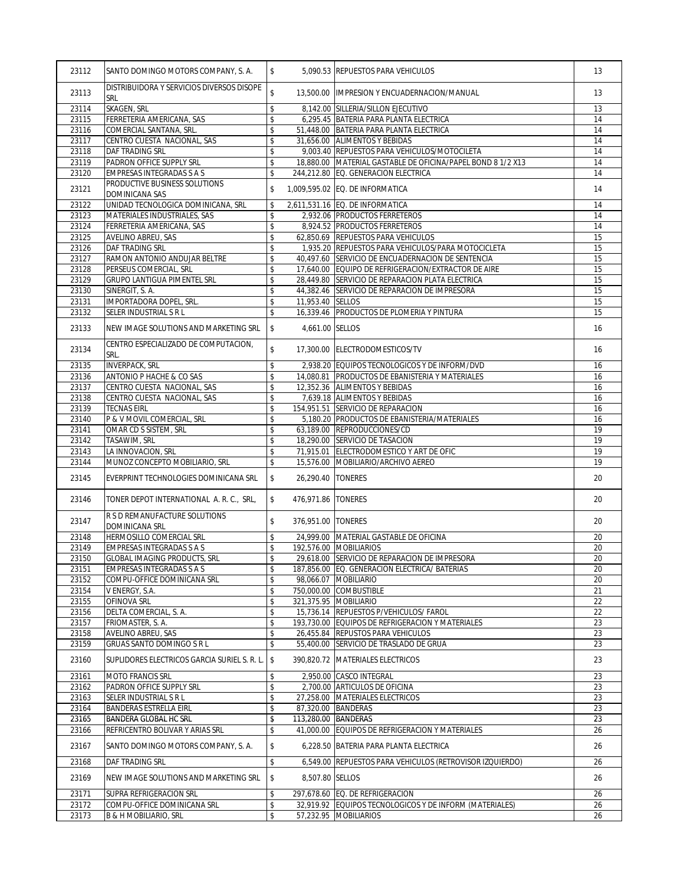| | | | | | |
|---|---|---|---|---|---|
| 23112 | SANTO DOMINGO MOTORS COMPANY, S. A. | $ | 5,090.53 | REPUESTOS PARA VEHICULOS | 13 |
| 23113 | DISTRIBUIDORA Y SERVICIOS DIVERSOS DISOPE SRL | $ | 13,500.00 | IMPRESION Y ENCUADERNACION/MANUAL | 13 |
| 23114 | SKAGEN, SRL | $ | 8,142.00 | SILLERIA/SILLON EJECUTIVO | 13 |
| 23115 | FERRETERIA AMERICANA, SAS | $ | 6,295.45 | BATERIA PARA PLANTA ELECTRICA | 14 |
| 23116 | COMERCIAL SANTANA, SRL. | $ | 51,448.00 | BATERIA PARA PLANTA ELECTRICA | 14 |
| 23117 | CENTRO CUESTA NACIONAL, SAS | $ | 31,656.00 | ALIMENTOS Y BEBIDAS | 14 |
| 23118 | DAF TRADING SRL | $ | 9,003.40 | REPUESTOS PARA VEHICULOS/MOTOCILETA | 14 |
| 23119 | PADRON OFFICE SUPPLY SRL | $ | 18,880.00 | MATERIAL GASTABLE DE OFICINA/PAPEL BOND 8 1/2 X13 | 14 |
| 23120 | EMPRESAS INTEGRADAS S A S | $ | 244,212.80 | EQ. GENERACION ELECTRICA | 14 |
| 23121 | PRODUCTIVE BUSINESS SOLUTIONS DOMINICANA SAS | $ | 1,009,595.02 | EQ. DE INFORMATICA | 14 |
| 23122 | UNIDAD TECNOLOGICA DOMINICANA, SRL | $ | 2,611,531.16 | EQ. DE INFORMATICA | 14 |
| 23123 | MATERIALES INDUSTRIALES, SAS | $ | 2,932.06 | PRODUCTOS FERRETEROS | 14 |
| 23124 | FERRETERIA AMERICANA, SAS | $ | 8,924.52 | PRODUCTOS FERRETEROS | 14 |
| 23125 | AVELINO ABREU, SAS | $ | 62,850.69 | REPUESTOS PARA VEHICULOS | 15 |
| 23126 | DAF TRADING SRL | $ | 1,935.20 | REPUESTOS PARA VEHICULOS/PARA MOTOCICLETA | 15 |
| 23127 | RAMON ANTONIO ANDUJAR BELTRE | $ | 40,497.60 | SERVICIO DE ENCUADERNACION DE SENTENCIA | 15 |
| 23128 | PERSEUS COMERCIAL, SRL | $ | 17,640.00 | EQUIPO DE REFRIGERACION/EXTRACTOR DE AIRE | 15 |
| 23129 | GRUPO LANTIGUA PIMENTEL SRL | $ | 28,449.80 | SERVICIO DE REPARACION PLATA ELECTRICA | 15 |
| 23130 | SINERGIT, S. A. | $ | 44,382.46 | SERVICIO DE REPARACION DE IMPRESORA | 15 |
| 23131 | IMPORTADORA DOPEL, SRL. | $ | 11,953.40 | SELLOS | 15 |
| 23132 | SELER INDUSTRIAL S R L | $ | 16,339.46 | PRODUCTOS DE PLOMERIA Y PINTURA | 15 |
| 23133 | NEW IMAGE SOLUTIONS AND MARKETING SRL | $ | 4,661.00 | SELLOS | 16 |
| 23134 | CENTRO ESPECIALIZADO DE COMPUTACION, SRL. | $ | 17,300.00 | ELECTRODOMESTICOS/TV | 16 |
| 23135 | INVERPACK, SRL | $ | 2,938.20 | EQUIPOS TECNOLOGICOS Y DE INFORM/DVD | 16 |
| 23136 | ANTONIO P HACHE & CO SAS | $ | 14,080.81 | PRODUCTOS DE EBANISTERIA Y MATERIALES | 16 |
| 23137 | CENTRO CUESTA NACIONAL, SAS | $ | 12,352.36 | ALIMENTOS Y BEBIDAS | 16 |
| 23138 | CENTRO CUESTA NACIONAL, SAS | $ | 7,639.18 | ALIMENTOS Y BEBIDAS | 16 |
| 23139 | TECNAS EIRL | $ | 154,951.51 | SERVICIO DE REPARACION | 16 |
| 23140 | P & V MOVIL COMERCIAL, SRL | $ | 5,180.20 | PRODUCTOS DE EBANISTERIA/MATERIALES | 16 |
| 23141 | OMAR CD S SISTEM, SRL | $ | 63,189.00 | REPRODUCCIONES/CD | 19 |
| 23142 | TASAWIM, SRL | $ | 18,290.00 | SERVICIO DE TASACION | 19 |
| 23143 | LA INNOVACION, SRL | $ | 71,915.01 | ELECTRODOMESTICO Y ART DE OFIC | 19 |
| 23144 | MUNOZ CONCEPTO MOBILIARIO, SRL | $ | 15,576.00 | MOBILIARIO/ARCHIVO AEREO | 19 |
| 23145 | EVERPRINT TECHNOLOGIES DOMINICANA SRL | $ | 26,290.40 | TONERES | 20 |
| 23146 | TONER DEPOT INTERNATIONAL A. R. C., SRL, | $ | 476,971.86 | TONERES | 20 |
| 23147 | R S D REMANUFACTURE SOLUTIONS DOMINICANA SRL | $ | 376,951.00 | TONERES | 20 |
| 23148 | HERMOSILLO COMERCIAL SRL | $ | 24,999.00 | MATERIAL GASTABLE DE OFICINA | 20 |
| 23149 | EMPRESAS INTEGRADAS S A S | $ | 192,576.00 | MOBILIARIOS | 20 |
| 23150 | GLOBAL IMAGING PRODUCTS, SRL | $ | 29,618.00 | SERVICIO DE REPARACION DE IMPRESORA | 20 |
| 23151 | EMPRESAS INTEGRADAS S A S | $ | 187,856.00 | EQ. GENERACION ELECTRICA/ BATERIAS | 20 |
| 23152 | COMPU-OFFICE DOMINICANA SRL | $ | 98,066.07 | MOBILIARIO | 20 |
| 23154 | V ENERGY, S.A. | $ | 750,000.00 | COMBUSTIBLE | 21 |
| 23155 | OFINOVA SRL | $ | 321,375.95 | MOBILIARIO | 22 |
| 23156 | DELTA COMERCIAL, S. A. | $ | 15,736.14 | REPUESTOS P/VEHICULOS/ FAROL | 22 |
| 23157 | FRIOMASTER, S. A. | $ | 193,730.00 | EQUIPOS DE REFRIGERACION Y MATERIALES | 23 |
| 23158 | AVELINO ABREU, SAS | $ | 26,455.84 | REPUSTOS PARA VEHICULOS | 23 |
| 23159 | GRUAS SANTO DOMINGO S R L | $ | 55,400.00 | SERVICIO DE TRASLADO DE GRUA | 23 |
| 23160 | SUPLIDORES ELECTRICOS GARCIA SURIEL S. R. L. | $ | 390,820.72 | MATERIALES ELECTRICOS | 23 |
| 23161 | MOTO FRANCIS SRL | $ | 2,950.00 | CASCO INTEGRAL | 23 |
| 23162 | PADRON OFFICE SUPPLY SRL | $ | 2,700.00 | ARTICULOS DE OFICINA | 23 |
| 23163 | SELER INDUSTRIAL S R L | $ | 27,258.00 | MATERIALES ELECTRICOS | 23 |
| 23164 | BANDERAS ESTRELLA EIRL | $ | 87,320.00 | BANDERAS | 23 |
| 23165 | BANDERA GLOBAL HC SRL | $ | 113,280.00 | BANDERAS | 23 |
| 23166 | REFRICENTRO BOLIVAR Y ARIAS SRL | $ | 41,000.00 | EQUIPOS DE REFRIGERACION Y MATERIALES | 26 |
| 23167 | SANTO DOMINGO MOTORS COMPANY, S. A. | $ | 6,228.50 | BATERIA PARA PLANTA ELECTRICA | 26 |
| 23168 | DAF TRADING SRL | $ | 6,549.00 | REPUESTOS PARA VEHICULOS (RETROVISOR IZQUIERDO) | 26 |
| 23169 | NEW IMAGE SOLUTIONS AND MARKETING SRL | $ | 8,507.80 | SELLOS | 26 |
| 23171 | SUPRA REFRIGERACION SRL | $ | 297,678.60 | EQ. DE REFRIGERACION | 26 |
| 23172 | COMPU-OFFICE DOMINICANA SRL | $ | 32,919.92 | EQUIPOS TECNOLOGICOS Y DE INFORM (MATERIALES) | 26 |
| 23173 | B & H MOBILIARIO, SRL | $ | 57,232.95 | MOBILIARIOS | 26 |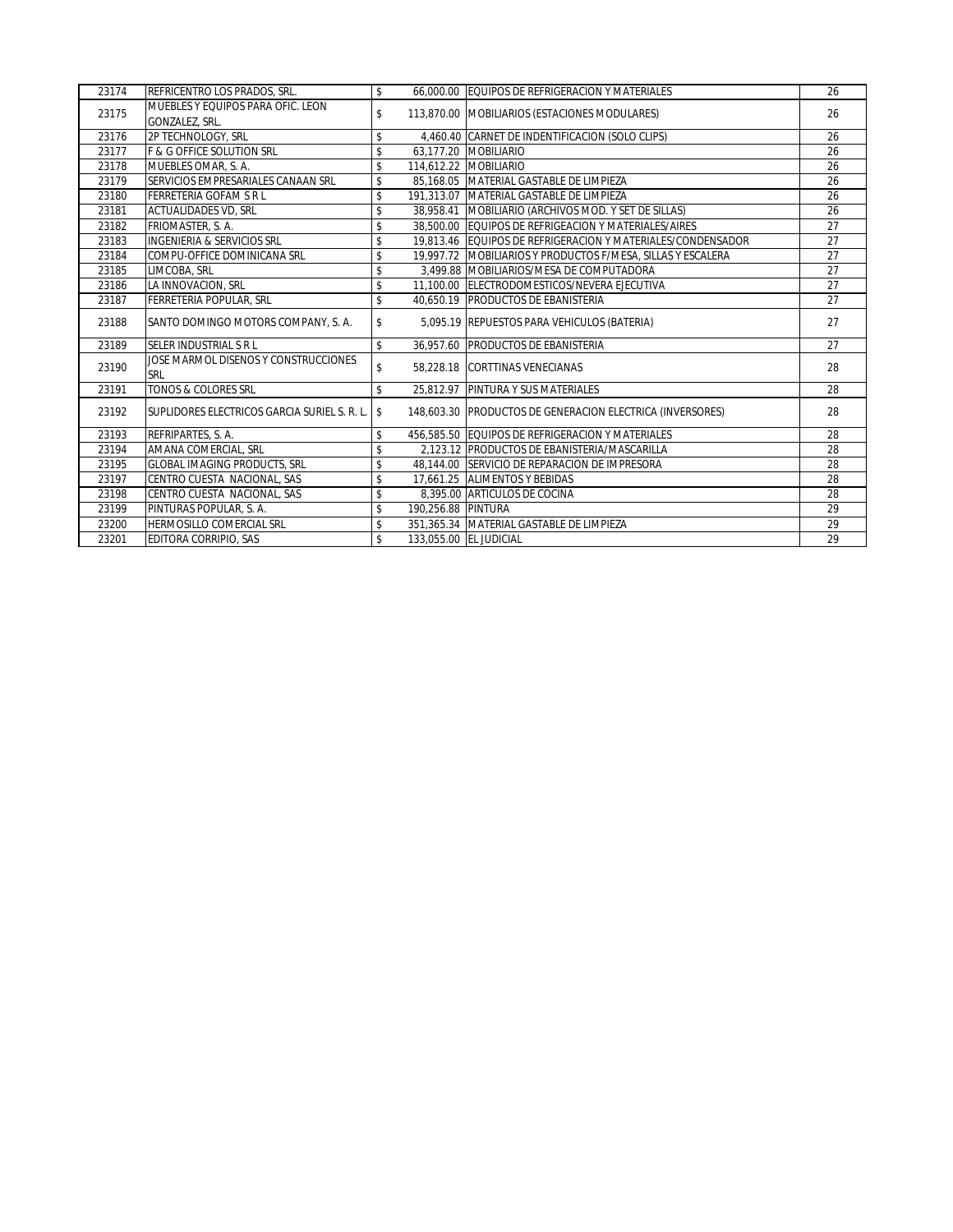| | | | | | |
|---|---|---|---|---|---|
| 23174 | REFRICENTRO LOS PRADOS, SRL. | $ | 66,000.00 | EQUIPOS DE REFRIGERACION Y MATERIALES | 26 |
| 23175 | MUEBLES Y EQUIPOS PARA OFIC. LEON GONZALEZ, SRL. | $ | 113,870.00 | MOBILIARIOS (ESTACIONES MODULARES) | 26 |
| 23176 | 2P TECHNOLOGY, SRL | $ | 4,460.40 | CARNET DE INDENTIFICACION (SOLO CLIPS) | 26 |
| 23177 | F & G OFFICE SOLUTION SRL | $ | 63,177.20 | MOBILIARIO | 26 |
| 23178 | MUEBLES OMAR, S. A. | $ | 114,612.22 | MOBILIARIO | 26 |
| 23179 | SERVICIOS EMPRESARIALES CANAAN SRL | $ | 85,168.05 | MATERIAL GASTABLE DE LIMPIEZA | 26 |
| 23180 | FERRETERIA GOFAM S R L | $ | 191,313.07 | MATERIAL GASTABLE DE LIMPIEZA | 26 |
| 23181 | ACTUALIDADES VD, SRL | $ | 38,958.41 | MOBILIARIO (ARCHIVOS MOD. Y SET DE SILLAS) | 26 |
| 23182 | FRIOMASTER, S. A. | $ | 38,500.00 | EQUIPOS DE REFRIGEACION Y MATERIALES/AIRES | 27 |
| 23183 | INGENIERIA & SERVICIOS SRL | $ | 19,813.46 | EQUIPOS DE REFRIGERACION Y MATERIALES/CONDENSADOR | 27 |
| 23184 | COMPU-OFFICE DOMINICANA SRL | $ | 19,997.72 | MOBILIARIOS Y PRODUCTOS F/MESA, SILLAS Y ESCALERA | 27 |
| 23185 | LIMCOBA, SRL | $ | 3,499.88 | MOBILIARIOS/MESA DE COMPUTADORA | 27 |
| 23186 | LA INNOVACION, SRL | $ | 11,100.00 | ELECTRODOMESTICOS/NEVERA EJECUTIVA | 27 |
| 23187 | FERRETERIA POPULAR, SRL | $ | 40,650.19 | PRODUCTOS DE EBANISTERIA | 27 |
| 23188 | SANTO DOMINGO MOTORS COMPANY, S. A. | $ | 5,095.19 | REPUESTOS PARA VEHICULOS (BATERIA) | 27 |
| 23189 | SELER INDUSTRIAL S R L | $ | 36,957.60 | PRODUCTOS DE EBANISTERIA | 27 |
| 23190 | JOSE MARMOL DISENOS Y CONSTRUCCIONES SRL | $ | 58,228.18 | CORTTINAS VENECIANAS | 28 |
| 23191 | TONOS & COLORES SRL | $ | 25,812.97 | PINTURA Y SUS MATERIALES | 28 |
| 23192 | SUPLIDORES ELECTRICOS GARCIA SURIEL S. R. L. | $ | 148,603.30 | PRODUCTOS DE GENERACION ELECTRICA (INVERSORES) | 28 |
| 23193 | REFRIPARTES, S. A. | $ | 456,585.50 | EQUIPOS DE REFRIGERACION Y MATERIALES | 28 |
| 23194 | AMANA COMERCIAL, SRL | $ | 2,123.12 | PRODUCTOS DE EBANISTERIA/MASCARILLA | 28 |
| 23195 | GLOBAL IMAGING PRODUCTS, SRL | $ | 48,144.00 | SERVICIO DE REPARACION DE IMPRESORA | 28 |
| 23197 | CENTRO CUESTA NACIONAL, SAS | $ | 17,661.25 | ALIMENTOS Y BEBIDAS | 28 |
| 23198 | CENTRO CUESTA NACIONAL, SAS | $ | 8,395.00 | ARTICULOS DE COCINA | 28 |
| 23199 | PINTURAS POPULAR, S. A. | $ | 190,256.88 | PINTURA | 29 |
| 23200 | HERMOSILLO COMERCIAL SRL | $ | 351,365.34 | MATERIAL GASTABLE DE LIMPIEZA | 29 |
| 23201 | EDITORA CORRIPIO, SAS | $ | 133,055.00 | EL JUDICIAL | 29 |